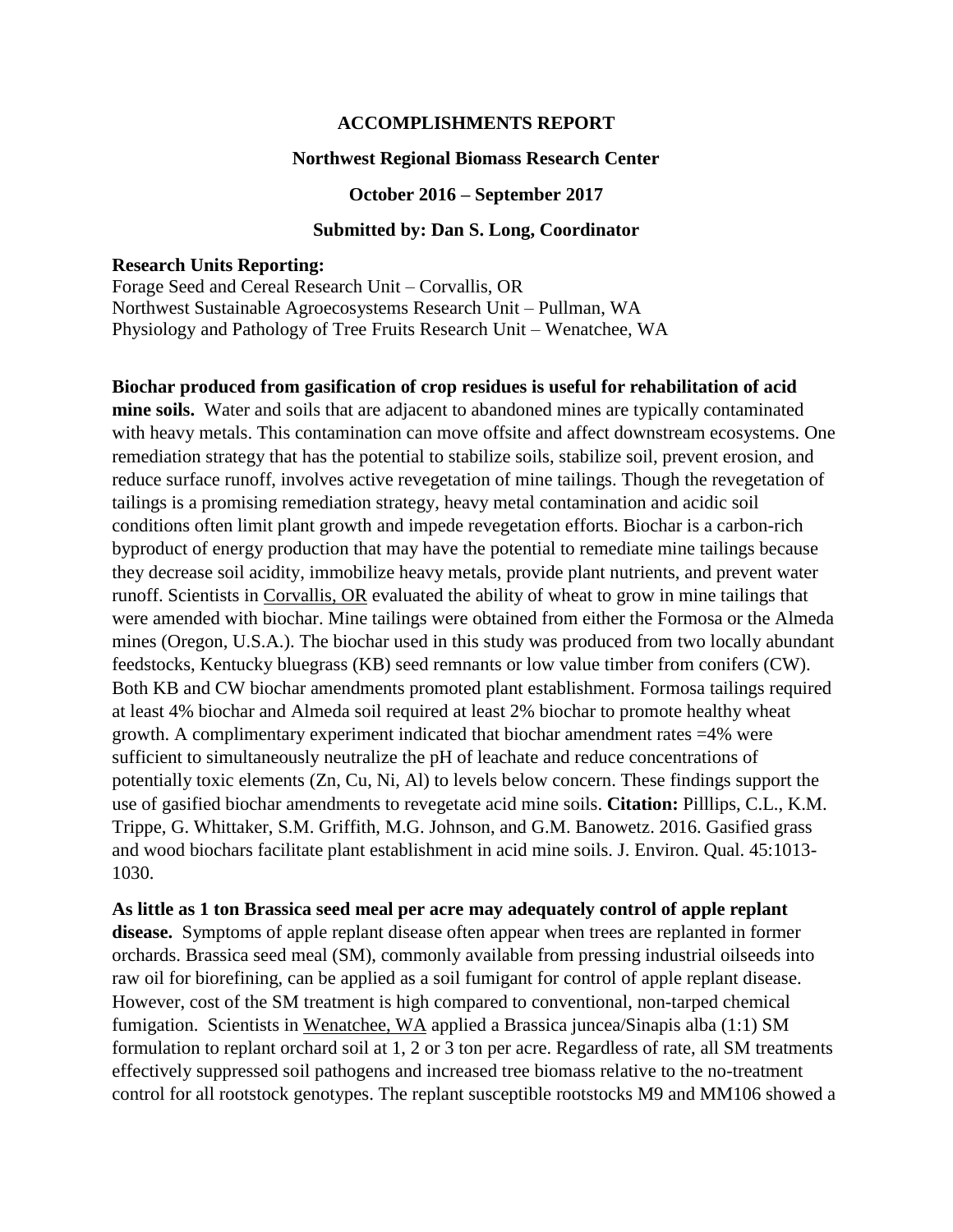**ACCOMPLISHMENTS REPORT**

**Northwest Regional Biomass Research Center**

**October 2016 – September 2017**

**Submitted by: Dan S. Long, Coordinator**

**Research Units Reporting:**
Forage Seed and Cereal Research Unit – Corvallis, OR
Northwest Sustainable Agroecosystems Research Unit – Pullman, WA
Physiology and Pathology of Tree Fruits Research Unit – Wenatchee, WA

**Biochar produced from gasification of crop residues is useful for rehabilitation of acid mine soils.** Water and soils that are adjacent to abandoned mines are typically contaminated with heavy metals. This contamination can move offsite and affect downstream ecosystems. One remediation strategy that has the potential to stabilize soils, stabilize soil, prevent erosion, and reduce surface runoff, involves active revegetation of mine tailings. Though the revegetation of tailings is a promising remediation strategy, heavy metal contamination and acidic soil conditions often limit plant growth and impede revegetation efforts. Biochar is a carbon-rich byproduct of energy production that may have the potential to remediate mine tailings because they decrease soil acidity, immobilize heavy metals, provide plant nutrients, and prevent water runoff. Scientists in Corvallis, OR evaluated the ability of wheat to grow in mine tailings that were amended with biochar. Mine tailings were obtained from either the Formosa or the Almeda mines (Oregon, U.S.A.). The biochar used in this study was produced from two locally abundant feedstocks, Kentucky bluegrass (KB) seed remnants or low value timber from conifers (CW). Both KB and CW biochar amendments promoted plant establishment. Formosa tailings required at least 4% biochar and Almeda soil required at least 2% biochar to promote healthy wheat growth. A complimentary experiment indicated that biochar amendment rates =4% were sufficient to simultaneously neutralize the pH of leachate and reduce concentrations of potentially toxic elements (Zn, Cu, Ni, Al) to levels below concern. These findings support the use of gasified biochar amendments to revegetate acid mine soils. **Citation:** Pilllips, C.L., K.M. Trippe, G. Whittaker, S.M. Griffith, M.G. Johnson, and G.M. Banowetz. 2016. Gasified grass and wood biochars facilitate plant establishment in acid mine soils. J. Environ. Qual. 45:1013-1030.

**As little as 1 ton Brassica seed meal per acre may adequately control of apple replant disease.** Symptoms of apple replant disease often appear when trees are replanted in former orchards. Brassica seed meal (SM), commonly available from pressing industrial oilseeds into raw oil for biorefining, can be applied as a soil fumigant for control of apple replant disease. However, cost of the SM treatment is high compared to conventional, non-tarped chemical fumigation. Scientists in Wenatchee, WA applied a Brassica juncea/Sinapis alba (1:1) SM formulation to replant orchard soil at 1, 2 or 3 ton per acre. Regardless of rate, all SM treatments effectively suppressed soil pathogens and increased tree biomass relative to the no-treatment control for all rootstock genotypes. The replant susceptible rootstocks M9 and MM106 showed a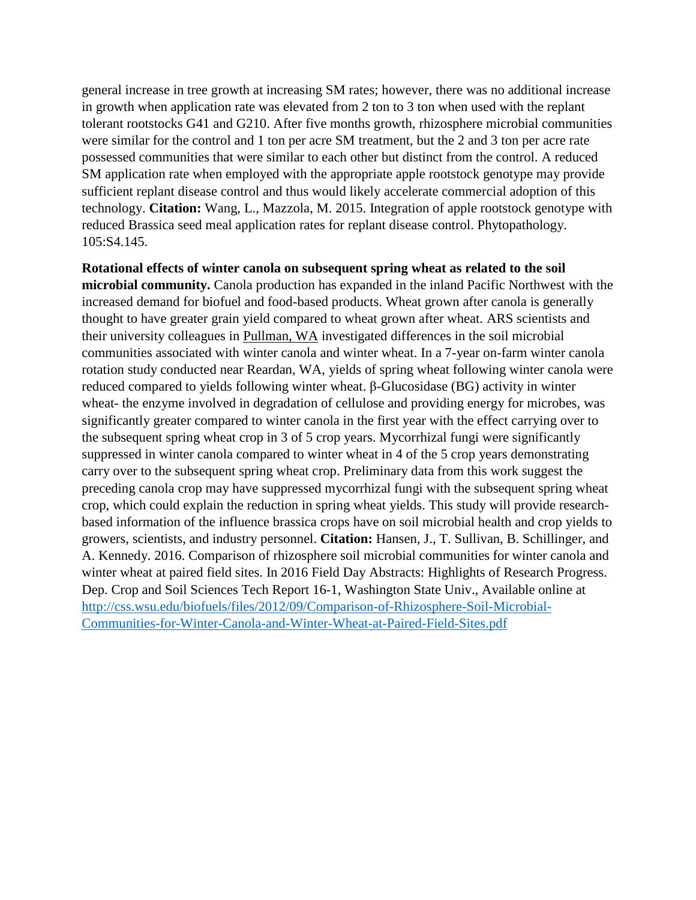general increase in tree growth at increasing SM rates; however, there was no additional increase in growth when application rate was elevated from 2 ton to 3 ton when used with the replant tolerant rootstocks G41 and G210. After five months growth, rhizosphere microbial communities were similar for the control and 1 ton per acre SM treatment, but the 2 and 3 ton per acre rate possessed communities that were similar to each other but distinct from the control. A reduced SM application rate when employed with the appropriate apple rootstock genotype may provide sufficient replant disease control and thus would likely accelerate commercial adoption of this technology. **Citation:** Wang, L., Mazzola, M. 2015. Integration of apple rootstock genotype with reduced Brassica seed meal application rates for replant disease control. Phytopathology. 105:S4.145.

**Rotational effects of winter canola on subsequent spring wheat as related to the soil microbial community.** Canola production has expanded in the inland Pacific Northwest with the increased demand for biofuel and food-based products. Wheat grown after canola is generally thought to have greater grain yield compared to wheat grown after wheat. ARS scientists and their university colleagues in Pullman, WA investigated differences in the soil microbial communities associated with winter canola and winter wheat. In a 7-year on-farm winter canola rotation study conducted near Reardan, WA, yields of spring wheat following winter canola were reduced compared to yields following winter wheat. β-Glucosidase (BG) activity in winter wheat- the enzyme involved in degradation of cellulose and providing energy for microbes, was significantly greater compared to winter canola in the first year with the effect carrying over to the subsequent spring wheat crop in 3 of 5 crop years. Mycorrhizal fungi were significantly suppressed in winter canola compared to winter wheat in 4 of the 5 crop years demonstrating carry over to the subsequent spring wheat crop. Preliminary data from this work suggest the preceding canola crop may have suppressed mycorrhizal fungi with the subsequent spring wheat crop, which could explain the reduction in spring wheat yields. This study will provide research-based information of the influence brassica crops have on soil microbial health and crop yields to growers, scientists, and industry personnel. **Citation:** Hansen, J., T. Sullivan, B. Schillinger, and A. Kennedy. 2016. Comparison of rhizosphere soil microbial communities for winter canola and winter wheat at paired field sites. In 2016 Field Day Abstracts: Highlights of Research Progress. Dep. Crop and Soil Sciences Tech Report 16-1, Washington State Univ., Available online at http://css.wsu.edu/biofuels/files/2012/09/Comparison-of-Rhizosphere-Soil-Microbial-Communities-for-Winter-Canola-and-Winter-Wheat-at-Paired-Field-Sites.pdf